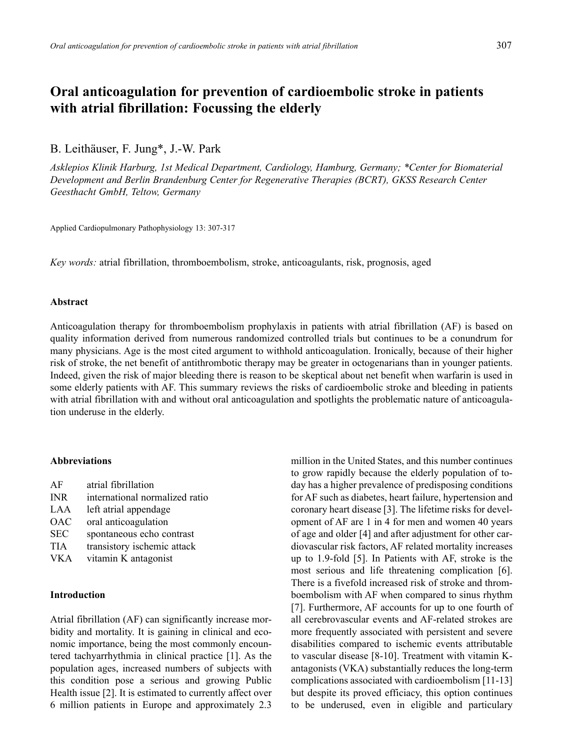# Oral anticoagulation for prevention of cardioembolic stroke in patients with atrial fibrillation: Focussing the elderly

B. Leithäuser, F. Jung*, J.-W. Park

*Asklepios Klinik Harburg, 1st Medical Department, Cardiology, Hamburg, Germany; *Center for Biomaterial Development and Berlin Brandenburg Center for Regenerative Therapies (BCRT), GKSS Research Center Geesthacht GmbH, Teltow, Germany*

Applied Cardiopulmonary Pathophysiology 13: 307-317

*Key words:* atrial fibrillation, thromboembolism, stroke, anticoagulants, risk, prognosis, aged

## Abstract

Anticoagulation therapy for thromboembolism prophylaxis in patients with atrial fibrillation (AF) is based on quality information derived from numerous randomized controlled trials but continues to be a conundrum for many physicians. Age is the most cited argument to withhold anticoagulation. Ironically, because of their higher risk of stroke, the net benefit of antithrombotic therapy may be greater in octogenarians than in younger patients. Indeed, given the risk of major bleeding there is reason to be skeptical about net benefit when warfarin is used in some elderly patients with AF. This summary reviews the risks of cardioembolic stroke and bleeding in patients with atrial fibrillation with and without oral anticoagulation and spotlights the problematic nature of anticoagulation underuse in the elderly.

## Abbreviations

| | |
|---|---|
| AF | atrial fibrillation |
| INR | international normalized ratio |
| LAA | left atrial appendage |
| OAC | oral anticoagulation |
| SEC | spontaneous echo contrast |
| TIA | transistory ischemic attack |
| VKA | vitamin K antagonist |

## Introduction

Atrial fibrillation (AF) can significantly increase morbidity and mortality. It is gaining in clinical and economic importance, being the most commonly encountered tachyarrhythmia in clinical practice [1]. As the population ages, increased numbers of subjects with this condition pose a serious and growing Public Health issue [2]. It is estimated to currently affect over 6 million patients in Europe and approximately 2.3 million in the United States, and this number continues to grow rapidly because the elderly population of today has a higher prevalence of predisposing conditions for AF such as diabetes, heart failure, hypertension and coronary heart disease [3]. The lifetime risks for development of AF are 1 in 4 for men and women 40 years of age and older [4] and after adjustment for other cardiovascular risk factors, AF related mortality increases up to 1.9-fold [5]. In Patients with AF, stroke is the most serious and life threatening complication [6]. There is a fivefold increased risk of stroke and thromboembolism with AF when compared to sinus rhythm [7]. Furthermore, AF accounts for up to one fourth of all cerebrovascular events and AF-related strokes are more frequently associated with persistent and severe disabilities compared to ischemic events attributable to vascular disease [8-10]. Treatment with vitamin K-antagonists (VKA) substantially reduces the long-term complications associated with cardioembolism [11-13] but despite its proved efficiency, this option continues to be underused, even in eligible and particulary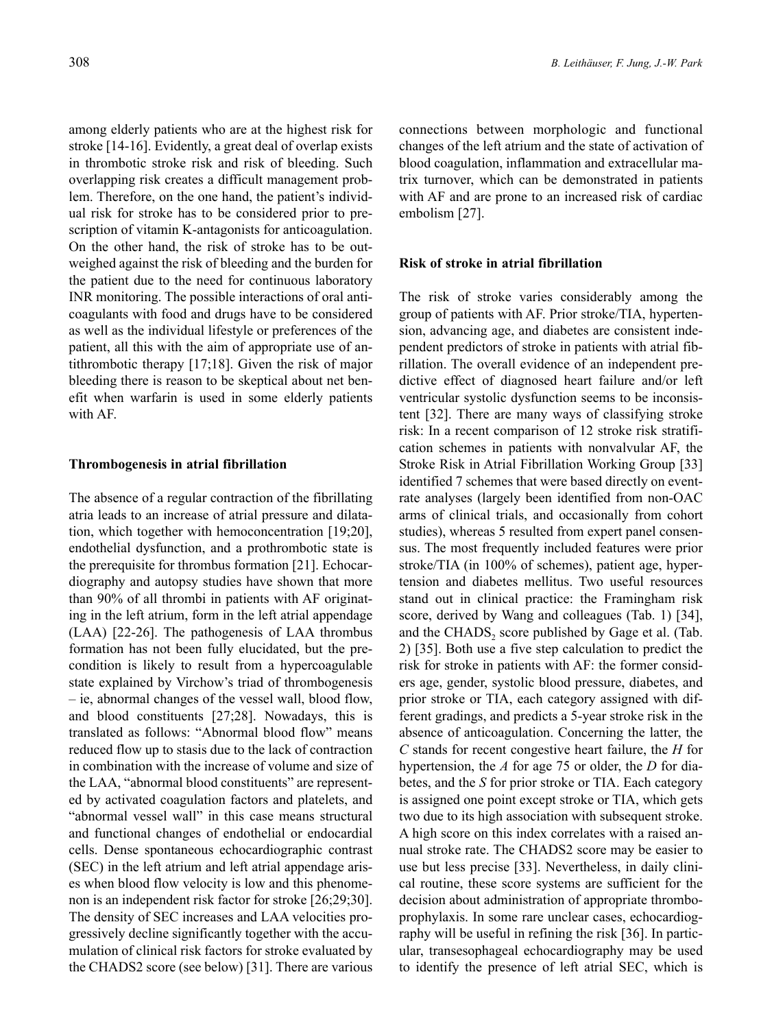among elderly patients who are at the highest risk for stroke [14-16]. Evidently, a great deal of overlap exists in thrombotic stroke risk and risk of bleeding. Such overlapping risk creates a difficult management problem. Therefore, on the one hand, the patient's individual risk for stroke has to be considered prior to prescription of vitamin K-antagonists for anticoagulation. On the other hand, the risk of stroke has to be outweighed against the risk of bleeding and the burden for the patient due to the need for continuous laboratory INR monitoring. The possible interactions of oral anticoagulants with food and drugs have to be considered as well as the individual lifestyle or preferences of the patient, all this with the aim of appropriate use of antithrombotic therapy [17;18]. Given the risk of major bleeding there is reason to be skeptical about net benefit when warfarin is used in some elderly patients with AF.

**Thrombogenesis in atrial fibrillation**

The absence of a regular contraction of the fibrillating atria leads to an increase of atrial pressure and dilatation, which together with hemoconcentration [19;20], endothelial dysfunction, and a prothrombotic state is the prerequisite for thrombus formation [21]. Echocardiography and autopsy studies have shown that more than 90% of all thrombi in patients with AF originating in the left atrium, form in the left atrial appendage (LAA) [22-26]. The pathogenesis of LAA thrombus formation has not been fully elucidated, but the precondition is likely to result from a hypercoagulable state explained by Virchow's triad of thrombogenesis – ie, abnormal changes of the vessel wall, blood flow, and blood constituents [27;28]. Nowadays, this is translated as follows: "Abnormal blood flow" means reduced flow up to stasis due to the lack of contraction in combination with the increase of volume and size of the LAA, "abnormal blood constituents" are represented by activated coagulation factors and platelets, and "abnormal vessel wall" in this case means structural and functional changes of endothelial or endocardial cells. Dense spontaneous echocardiographic contrast (SEC) in the left atrium and left atrial appendage arises when blood flow velocity is low and this phenomenon is an independent risk factor for stroke [26;29;30]. The density of SEC increases and LAA velocities progressively decline significantly together with the accumulation of clinical risk factors for stroke evaluated by the CHADS2 score (see below) [31]. There are various connections between morphologic and functional changes of the left atrium and the state of activation of blood coagulation, inflammation and extracellular matrix turnover, which can be demonstrated in patients with AF and are prone to an increased risk of cardiac embolism [27].

**Risk of stroke in atrial fibrillation**

The risk of stroke varies considerably among the group of patients with AF. Prior stroke/TIA, hypertension, advancing age, and diabetes are consistent independent predictors of stroke in patients with atrial fibrillation. The overall evidence of an independent predictive effect of diagnosed heart failure and/or left ventricular systolic dysfunction seems to be inconsistent [32]. There are many ways of classifying stroke risk: In a recent comparison of 12 stroke risk stratification schemes in patients with nonvalvular AF, the Stroke Risk in Atrial Fibrillation Working Group [33] identified 7 schemes that were based directly on event-rate analyses (largely been identified from non-OAC arms of clinical trials, and occasionally from cohort studies), whereas 5 resulted from expert panel consensus. The most frequently included features were prior stroke/TIA (in 100% of schemes), patient age, hypertension and diabetes mellitus. Two useful resources stand out in clinical practice: the Framingham risk score, derived by Wang and colleagues (Tab. 1) [34], and the $CHADS_2$ score published by Gage et al. (Tab. 2) [35]. Both use a five step calculation to predict the risk for stroke in patients with AF: the former considers age, gender, systolic blood pressure, diabetes, and prior stroke or TIA, each category assigned with different gradings, and predicts a 5-year stroke risk in the absence of anticoagulation. Concerning the latter, the *C* stands for recent congestive heart failure, the *H* for hypertension, the *A* for age 75 or older, the *D* for diabetes, and the *S* for prior stroke or TIA. Each category is assigned one point except stroke or TIA, which gets two due to its high association with subsequent stroke. A high score on this index correlates with a raised annual stroke rate. The CHADS2 score may be easier to use but less precise [33]. Nevertheless, in daily clinical routine, these score systems are sufficient for the decision about administration of appropriate thromboprophylaxis. In some rare unclear cases, echocardiography will be useful in refining the risk [36]. In particular, transesophageal echocardiography may be used to identify the presence of left atrial SEC, which is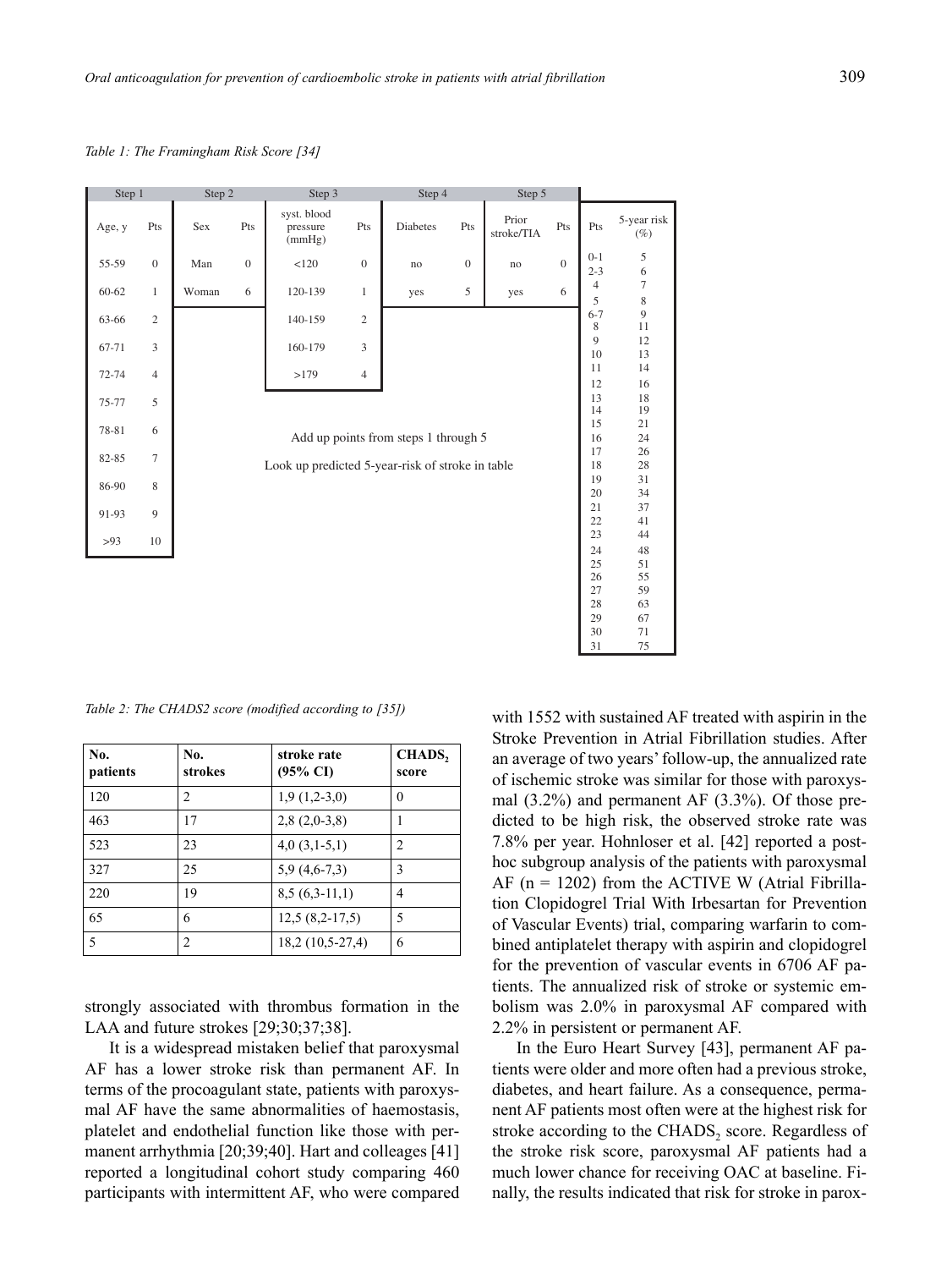*Table 1: The Framingham Risk Score [34]*

| Step 1 | | Step 2 | | Step 3 | | Step 4 | | Step 5 | | | |
|---|---|---|---|---|---|---|---|---|---|---|---|
| Age, y | Pts | Sex | Pts | syst. blood pressure (mmHg) | Pts | Diabetes | Pts | Prior stroke/TIA | Pts | Pts | 5-year risk (%) |
| 55-59 | 0 | Man | 0 | <120 | 0 | no | 0 | no | 0 | 0-1 | 5 |
| | | | | | | | | | | 2-3 | 6 |
| 60-62 | 1 | Woman | 6 | 120-139 | 1 | yes | 5 | yes | 6 | 4 | 7 |
| | | | | | | | | | | 5 | 8 |
| 63-66 | 2 | | | 140-159 | 2 | | | | | 6-7 | 9 |
| | | | | | | | | | | 8 | 11 |
| 67-71 | 3 | | | 160-179 | 3 | | | | | 9 | 12 |
| | | | | | | | | | | 10 | 13 |
| 72-74 | 4 | | | >179 | 4 | | | | | 11 | 14 |
| | | | | | | | | | | 12 | 16 |
| 75-77 | 5 | | | | | | | | | 13 | 18 |
| | | | | | | | | | | 14 | 19 |
| 78-81 | 6 | | | | | | | | | 15 | 21 |
| | | | | | | | | | | 16 | 24 |
| 82-85 | 7 | | | | | | | | | 17 | 26 |
| | | | | | | | | | | 18 | 28 |
| 86-90 | 8 | | | | | | | | | 19 | 31 |
| | | | | | | | | | | 20 | 34 |
| 91-93 | 9 | | | | | | | | | 21 | 37 |
| | | | | | | | | | | 22 | 41 |
| >93 | 10 | | | | | | | | | 23 | 44 |
| | | | | | | | | | | 24 | 48 |
| | | | | | | | | | | 25 | 51 |
| | | | | | | | | | | 26 | 55 |
| | | | | | | | | | | 27 | 59 |
| | | | | | | | | | | 28 | 63 |
| | | | | | | | | | | 29 | 67 |
| | | | | | | | | | | 30 | 71 |
| | | | | | | | | | | 31 | 75 |

Add up points from steps 1 through 5

Look up predicted 5-year-risk of stroke in table

*Table 2: The CHADS2 score (modified according to [35])*

| No. patients | No. strokes | stroke rate (95% CI) | $CHADS_2$ score |
|---|---|---|---|
| 120 | 2 | 1,9 (1,2-3,0) | 0 |
| 463 | 17 | 2,8 (2,0-3,8) | 1 |
| 523 | 23 | 4,0 (3,1-5,1) | 2 |
| 327 | 25 | 5,9 (4,6-7,3) | 3 |
| 220 | 19 | 8,5 (6,3-11,1) | 4 |
| 65 | 6 | 12,5 (8,2-17,5) | 5 |
| 5 | 2 | 18,2 (10,5-27,4) | 6 |

strongly associated with thrombus formation in the LAA and future strokes [29;30;37;38].

It is a widespread mistaken belief that paroxysmal AF has a lower stroke risk than permanent AF. In terms of the procoagulant state, patients with paroxysmal AF have the same abnormalities of haemostasis, platelet and endothelial function like those with permanent arrhythmia [20;39;40]. Hart and colleages [41] reported a longitudinal cohort study comparing 460 participants with intermittent AF, who were compared with 1552 with sustained AF treated with aspirin in the Stroke Prevention in Atrial Fibrillation studies. After an average of two years' follow-up, the annualized rate of ischemic stroke was similar for those with paroxysmal (3.2%) and permanent AF (3.3%). Of those predicted to be high risk, the observed stroke rate was 7.8% per year. Hohnloser et al. [42] reported a post-hoc subgroup analysis of the patients with paroxysmal AF (n = 1202) from the ACTIVE W (Atrial Fibrillation Clopidogrel Trial With Irbesartan for Prevention of Vascular Events) trial, comparing warfarin to combined antiplatelet therapy with aspirin and clopidogrel for the prevention of vascular events in 6706 AF patients. The annualized risk of stroke or systemic embolism was 2.0% in paroxysmal AF compared with 2.2% in persistent or permanent AF.

In the Euro Heart Survey [43], permanent AF patients were older and more often had a previous stroke, diabetes, and heart failure. As a consequence, permanent AF patients most often were at the highest risk for stroke according to the $CHADS_2$ score. Regardless of the stroke risk score, paroxysmal AF patients had a much lower chance for receiving OAC at baseline. Finally, the results indicated that risk for stroke in parox-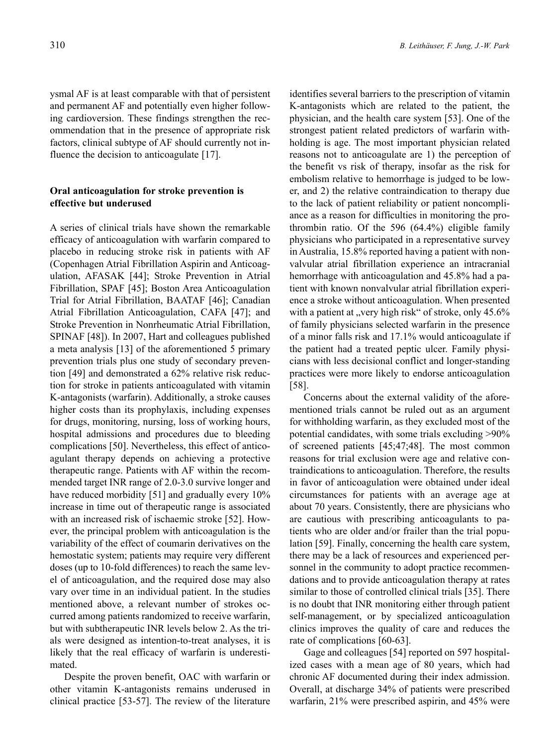ysmal AF is at least comparable with that of persistent and permanent AF and potentially even higher following cardioversion. These findings strengthen the recommendation that in the presence of appropriate risk factors, clinical subtype of AF should currently not influence the decision to anticoagulate [17].

## Oral anticoagulation for stroke prevention is effective but underused

A series of clinical trials have shown the remarkable efficacy of anticoagulation with warfarin compared to placebo in reducing stroke risk in patients with AF (Copenhagen Atrial Fibrillation Aspirin and Anticoagulation, AFASAK [44]; Stroke Prevention in Atrial Fibrillation, SPAF [45]; Boston Area Anticoagulation Trial for Atrial Fibrillation, BAATAF [46]; Canadian Atrial Fibrillation Anticoagulation, CAFA [47]; and Stroke Prevention in Nonrheumatic Atrial Fibrillation, SPINAF [48]). In 2007, Hart and colleagues published a meta analysis [13] of the aforementioned 5 primary prevention trials plus one study of secondary prevention [49] and demonstrated a 62% relative risk reduction for stroke in patients anticoagulated with vitamin K-antagonists (warfarin). Additionally, a stroke causes higher costs than its prophylaxis, including expenses for drugs, monitoring, nursing, loss of working hours, hospital admissions and procedures due to bleeding complications [50]. Nevertheless, this effect of anticoagulant therapy depends on achieving a protective therapeutic range. Patients with AF within the recommended target INR range of 2.0-3.0 survive longer and have reduced morbidity [51] and gradually every 10% increase in time out of therapeutic range is associated with an increased risk of ischaemic stroke [52]. However, the principal problem with anticoagulation is the variability of the effect of coumarin derivatives on the hemostatic system; patients may require very different doses (up to 10-fold differences) to reach the same level of anticoagulation, and the required dose may also vary over time in an individual patient. In the studies mentioned above, a relevant number of strokes occurred among patients randomized to receive warfarin, but with subtherapeutic INR levels below 2. As the trials were designed as intention-to-treat analyses, it is likely that the real efficacy of warfarin is underestimated.

Despite the proven benefit, OAC with warfarin or other vitamin K-antagonists remains underused in clinical practice [53-57]. The review of the literature identifies several barriers to the prescription of vitamin K-antagonists which are related to the patient, the physician, and the health care system [53]. One of the strongest patient related predictors of warfarin withholding is age. The most important physician related reasons not to anticoagulate are 1) the perception of the benefit vs risk of therapy, insofar as the risk for embolism relative to hemorrhage is judged to be lower, and 2) the relative contraindication to therapy due to the lack of patient reliability or patient noncompliance as a reason for difficulties in monitoring the prothrombin ratio. Of the 596 (64.4%) eligible family physicians who participated in a representative survey in Australia, 15.8% reported having a patient with nonvalvular atrial fibrillation experience an intracranial hemorrhage with anticoagulation and 45.8% had a patient with known nonvalvular atrial fibrillation experience a stroke without anticoagulation. When presented with a patient at „very high risk" of stroke, only 45.6% of family physicians selected warfarin in the presence of a minor falls risk and 17.1% would anticoagulate if the patient had a treated peptic ulcer. Family physicians with less decisional conflict and longer-standing practices were more likely to endorse anticoagulation [58].

Concerns about the external validity of the aforementioned trials cannot be ruled out as an argument for withholding warfarin, as they excluded most of the potential candidates, with some trials excluding >90% of screened patients [45;47;48]. The most common reasons for trial exclusion were age and relative contraindications to anticoagulation. Therefore, the results in favor of anticoagulation were obtained under ideal circumstances for patients with an average age at about 70 years. Consistently, there are physicians who are cautious with prescribing anticoagulants to patients who are older and/or frailer than the trial population [59]. Finally, concerning the health care system, there may be a lack of resources and experienced personnel in the community to adopt practice recommendations and to provide anticoagulation therapy at rates similar to those of controlled clinical trials [35]. There is no doubt that INR monitoring either through patient self-management, or by specialized anticoagulation clinics improves the quality of care and reduces the rate of complications [60-63].

Gage and colleagues [54] reported on 597 hospitalized cases with a mean age of 80 years, which had chronic AF documented during their index admission. Overall, at discharge 34% of patients were prescribed warfarin, 21% were prescribed aspirin, and 45% were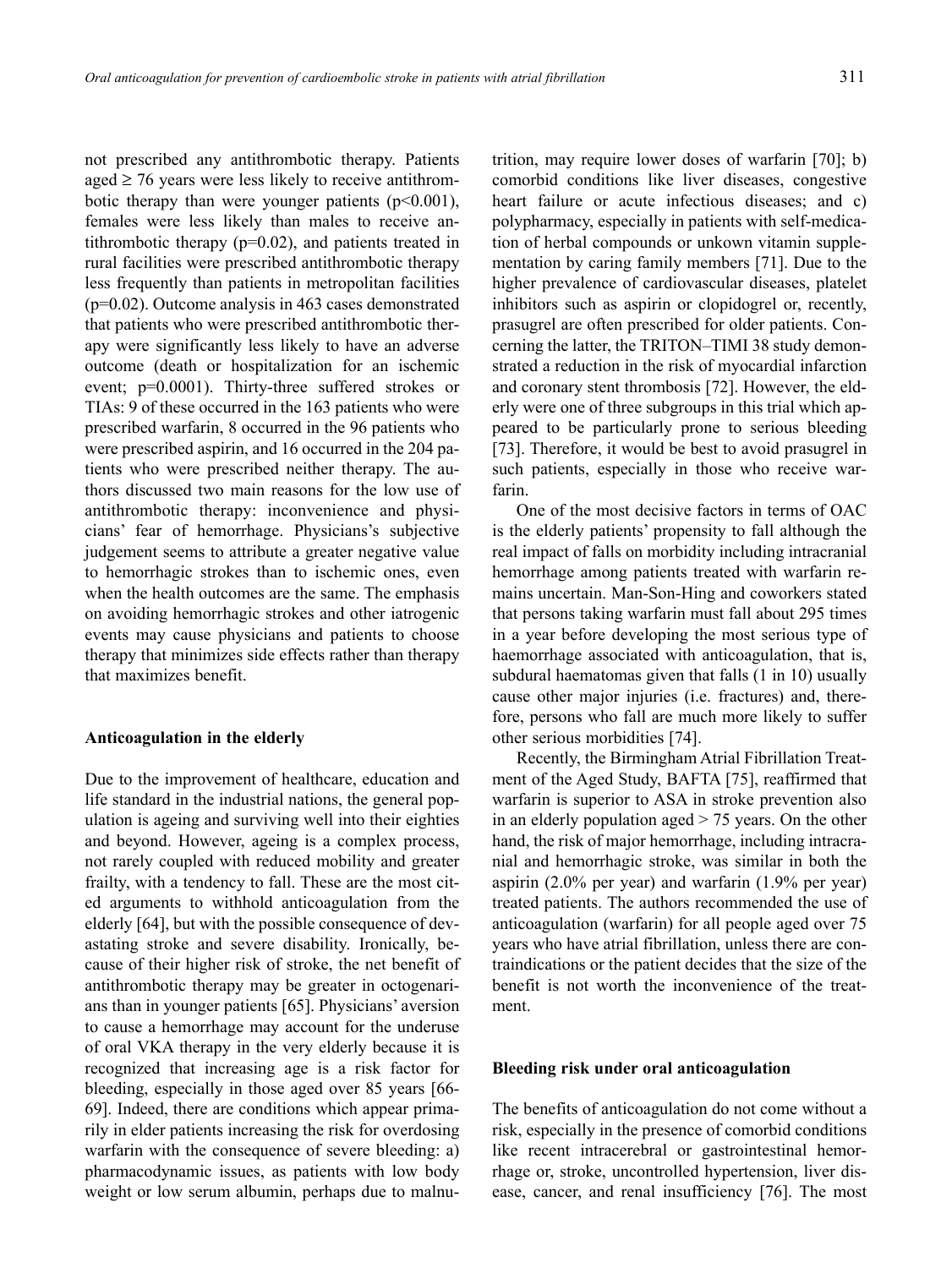not prescribed any antithrombotic therapy. Patients aged ≥ 76 years were less likely to receive antithrombotic therapy than were younger patients ($p<0.001$), females were less likely than males to receive antithrombotic therapy ($p=0.02$), and patients treated in rural facilities were prescribed antithrombotic therapy less frequently than patients in metropolitan facilities ($p=0.02$). Outcome analysis in 463 cases demonstrated that patients who were prescribed antithrombotic therapy were significantly less likely to have an adverse outcome (death or hospitalization for an ischemic event; $p=0.0001$). Thirty-three suffered strokes or TIAs: 9 of these occurred in the 163 patients who were prescribed warfarin, 8 occurred in the 96 patients who were prescribed aspirin, and 16 occurred in the 204 patients who were prescribed neither therapy. The authors discussed two main reasons for the low use of antithrombotic therapy: inconvenience and physicians' fear of hemorrhage. Physicians's subjective judgement seems to attribute a greater negative value to hemorrhagic strokes than to ischemic ones, even when the health outcomes are the same. The emphasis on avoiding hemorrhagic strokes and other iatrogenic events may cause physicians and patients to choose therapy that minimizes side effects rather than therapy that maximizes benefit.

### Anticoagulation in the elderly

Due to the improvement of healthcare, education and life standard in the industrial nations, the general population is ageing and surviving well into their eighties and beyond. However, ageing is a complex process, not rarely coupled with reduced mobility and greater frailty, with a tendency to fall. These are the most cited arguments to withhold anticoagulation from the elderly [64], but with the possible consequence of devastating stroke and severe disability. Ironically, because of their higher risk of stroke, the net benefit of antithrombotic therapy may be greater in octogenarians than in younger patients [65]. Physicians' aversion to cause a hemorrhage may account for the underuse of oral VKA therapy in the very elderly because it is recognized that increasing age is a risk factor for bleeding, especially in those aged over 85 years [66-69]. Indeed, there are conditions which appear primarily in elder patients increasing the risk for overdosing warfarin with the consequence of severe bleeding: a) pharmacodynamic issues, as patients with low body weight or low serum albumin, perhaps due to malnutrition, may require lower doses of warfarin [70]; b) comorbid conditions like liver diseases, congestive heart failure or acute infectious diseases; and c) polypharmacy, especially in patients with self-medication of herbal compounds or unkown vitamin supplementation by caring family members [71]. Due to the higher prevalence of cardiovascular diseases, platelet inhibitors such as aspirin or clopidogrel or, recently, prasugrel are often prescribed for older patients. Concerning the latter, the TRITON–TIMI 38 study demonstrated a reduction in the risk of myocardial infarction and coronary stent thrombosis [72]. However, the elderly were one of three subgroups in this trial which appeared to be particularly prone to serious bleeding [73]. Therefore, it would be best to avoid prasugrel in such patients, especially in those who receive warfarin.

One of the most decisive factors in terms of OAC is the elderly patients' propensity to fall although the real impact of falls on morbidity including intracranial hemorrhage among patients treated with warfarin remains uncertain. Man-Son-Hing and coworkers stated that persons taking warfarin must fall about 295 times in a year before developing the most serious type of haemorrhage associated with anticoagulation, that is, subdural haematomas given that falls (1 in 10) usually cause other major injuries (i.e. fractures) and, therefore, persons who fall are much more likely to suffer other serious morbidities [74].

Recently, the Birmingham Atrial Fibrillation Treatment of the Aged Study, BAFTA [75], reaffirmed that warfarin is superior to ASA in stroke prevention also in an elderly population aged > 75 years. On the other hand, the risk of major hemorrhage, including intracranial and hemorrhagic stroke, was similar in both the aspirin (2.0% per year) and warfarin (1.9% per year) treated patients. The authors recommended the use of anticoagulation (warfarin) for all people aged over 75 years who have atrial fibrillation, unless there are contraindications or the patient decides that the size of the benefit is not worth the inconvenience of the treatment.

### Bleeding risk under oral anticoagulation

The benefits of anticoagulation do not come without a risk, especially in the presence of comorbid conditions like recent intracerebral or gastrointestinal hemorrhage or, stroke, uncontrolled hypertension, liver disease, cancer, and renal insufficiency [76]. The most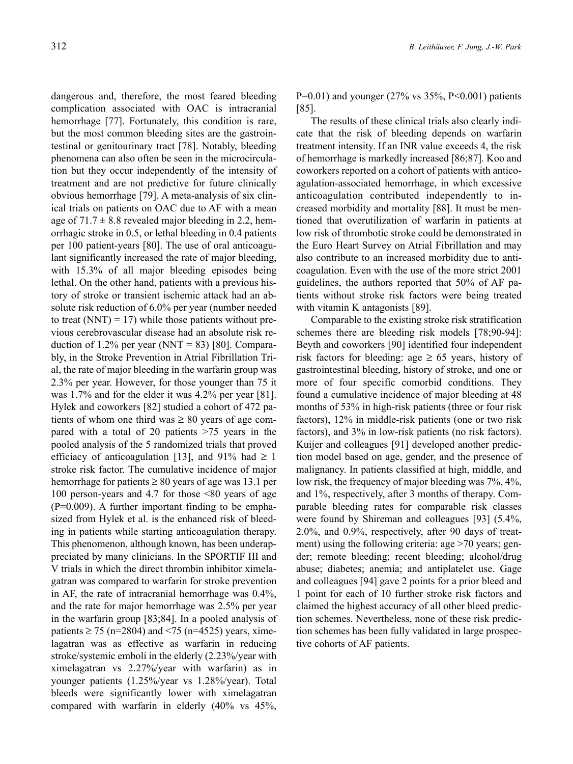dangerous and, therefore, the most feared bleeding complication associated with OAC is intracranial hemorrhage [77]. Fortunately, this condition is rare, but the most common bleeding sites are the gastrointestinal or genitourinary tract [78]. Notably, bleeding phenomena can also often be seen in the microcirculation but they occur independently of the intensity of treatment and are not predictive for future clinically obvious hemorrhage [79]. A meta-analysis of six clinical trials on patients on OAC due to AF with a mean age of 71.7 ± 8.8 revealed major bleeding in 2.2, hemorrhagic stroke in 0.5, or lethal bleeding in 0.4 patients per 100 patient-years [80]. The use of oral anticoagulant significantly increased the rate of major bleeding, with 15.3% of all major bleeding episodes being lethal. On the other hand, patients with a previous history of stroke or transient ischemic attack had an absolute risk reduction of 6.0% per year (number needed to treat (NNT) = 17) while those patients without previous cerebrovascular disease had an absolute risk reduction of 1.2% per year (NNT = 83) [80]. Comparably, in the Stroke Prevention in Atrial Fibrillation Trial, the rate of major bleeding in the warfarin group was 2.3% per year. However, for those younger than 75 it was 1.7% and for the elder it was 4.2% per year [81]. Hylek and coworkers [82] studied a cohort of 472 patients of whom one third was ≥ 80 years of age compared with a total of 20 patients >75 years in the pooled analysis of the 5 randomized trials that proved efficiacy of anticoagulation [13], and 91% had ≥ 1 stroke risk factor. The cumulative incidence of major hemorrhage for patients ≥ 80 years of age was 13.1 per 100 person-years and 4.7 for those <80 years of age (P=0.009). A further important finding to be emphasized from Hylek et al. is the enhanced risk of bleeding in patients while starting anticoagulation therapy. This phenomenon, although known, has been underappreciated by many clinicians. In the SPORTIF III and V trials in which the direct thrombin inhibitor ximelagatran was compared to warfarin for stroke prevention in AF, the rate of intracranial hemorrhage was 0.4%, and the rate for major hemorrhage was 2.5% per year in the warfarin group [83;84]. In a pooled analysis of patients ≥ 75 (n=2804) and <75 (n=4525) years, ximelagatran was as effective as warfarin in reducing stroke/systemic emboli in the elderly (2.23%/year with ximelagatran vs 2.27%/year with warfarin) as in younger patients (1.25%/year vs 1.28%/year). Total bleeds were significantly lower with ximelagatran compared with warfarin in elderly (40% vs 45%, P=0.01) and younger (27% vs 35%, P<0.001) patients [85].

The results of these clinical trials also clearly indicate that the risk of bleeding depends on warfarin treatment intensity. If an INR value exceeds 4, the risk of hemorrhage is markedly increased [86;87]. Koo and coworkers reported on a cohort of patients with anticoagulation-associated hemorrhage, in which excessive anticoagulation contributed independently to increased morbidity and mortality [88]. It must be mentioned that overutilization of warfarin in patients at low risk of thrombotic stroke could be demonstrated in the Euro Heart Survey on Atrial Fibrillation and may also contribute to an increased morbidity due to anticoagulation. Even with the use of the more strict 2001 guidelines, the authors reported that 50% of AF patients without stroke risk factors were being treated with vitamin K antagonists [89].

Comparable to the existing stroke risk stratification schemes there are bleeding risk models [78;90-94]: Beyth and coworkers [90] identified four independent risk factors for bleeding: age ≥ 65 years, history of gastrointestinal bleeding, history of stroke, and one or more of four specific comorbid conditions. They found a cumulative incidence of major bleeding at 48 months of 53% in high-risk patients (three or four risk factors), 12% in middle-risk patients (one or two risk factors), and 3% in low-risk patients (no risk factors). Kuijer and colleagues [91] developed another prediction model based on age, gender, and the presence of malignancy. In patients classified at high, middle, and low risk, the frequency of major bleeding was 7%, 4%, and 1%, respectively, after 3 months of therapy. Comparable bleeding rates for comparable risk classes were found by Shireman and colleagues [93] (5.4%, 2.0%, and 0.9%, respectively, after 90 days of treatment) using the following criteria: age >70 years; gender; remote bleeding; recent bleeding; alcohol/drug abuse; diabetes; anemia; and antiplatelet use. Gage and colleagues [94] gave 2 points for a prior bleed and 1 point for each of 10 further stroke risk factors and claimed the highest accuracy of all other bleed prediction schemes. Nevertheless, none of these risk prediction schemes has been fully validated in large prospective cohorts of AF patients.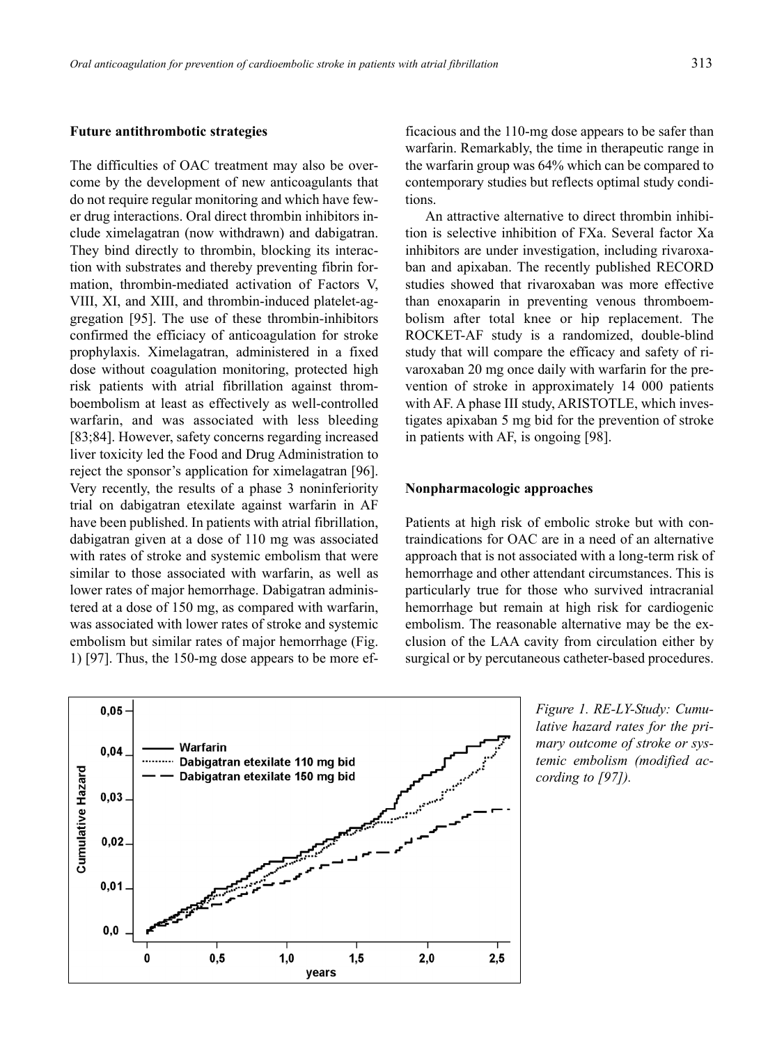## Future antithrombotic strategies

The difficulties of OAC treatment may also be overcome by the development of new anticoagulants that do not require regular monitoring and which have fewer drug interactions. Oral direct thrombin inhibitors include ximelagatran (now withdrawn) and dabigatran. They bind directly to thrombin, blocking its interaction with substrates and thereby preventing fibrin formation, thrombin-mediated activation of Factors V, VIII, XI, and XIII, and thrombin-induced platelet-aggregation [95]. The use of these thrombin-inhibitors confirmed the efficiacy of anticoagulation for stroke prophylaxis. Ximelagatran, administered in a fixed dose without coagulation monitoring, protected high risk patients with atrial fibrillation against thromboembolism at least as effectively as well-controlled warfarin, and was associated with less bleeding [83;84]. However, safety concerns regarding increased liver toxicity led the Food and Drug Administration to reject the sponsor's application for ximelagatran [96]. Very recently, the results of a phase 3 noninferiority trial on dabigatran etexilate against warfarin in AF have been published. In patients with atrial fibrillation, dabigatran given at a dose of 110 mg was associated with rates of stroke and systemic embolism that were similar to those associated with warfarin, as well as lower rates of major hemorrhage. Dabigatran administered at a dose of 150 mg, as compared with warfarin, was associated with lower rates of stroke and systemic embolism but similar rates of major hemorrhage (Fig. 1) [97]. Thus, the 150-mg dose appears to be more efficacious and the 110-mg dose appears to be safer than warfarin. Remarkably, the time in therapeutic range in the warfarin group was 64% which can be compared to contemporary studies but reflects optimal study conditions.

An attractive alternative to direct thrombin inhibition is selective inhibition of FXa. Several factor Xa inhibitors are under investigation, including rivaroxaban and apixaban. The recently published RECORD studies showed that rivaroxaban was more effective than enoxaparin in preventing venous thromboembolism after total knee or hip replacement. The ROCKET-AF study is a randomized, double-blind study that will compare the efficacy and safety of rivaroxaban 20 mg once daily with warfarin for the prevention of stroke in approximately 14 000 patients with AF. A phase III study, ARISTOTLE, which investigates apixaban 5 mg bid for the prevention of stroke in patients with AF, is ongoing [98].

## Nonpharmacologic approaches

Patients at high risk of embolic stroke but with contraindications for OAC are in a need of an alternative approach that is not associated with a long-term risk of hemorrhage and other attendant circumstances. This is particularly true for those who survived intracranial hemorrhage but remain at high risk for cardiogenic embolism. The reasonable alternative may be the exclusion of the LAA cavity from circulation either by surgical or by percutaneous catheter-based procedures.

*Figure 1. RE-LY-Study: Cumulative hazard rates for the primary outcome of stroke or systemic embolism (modified according to [97]).*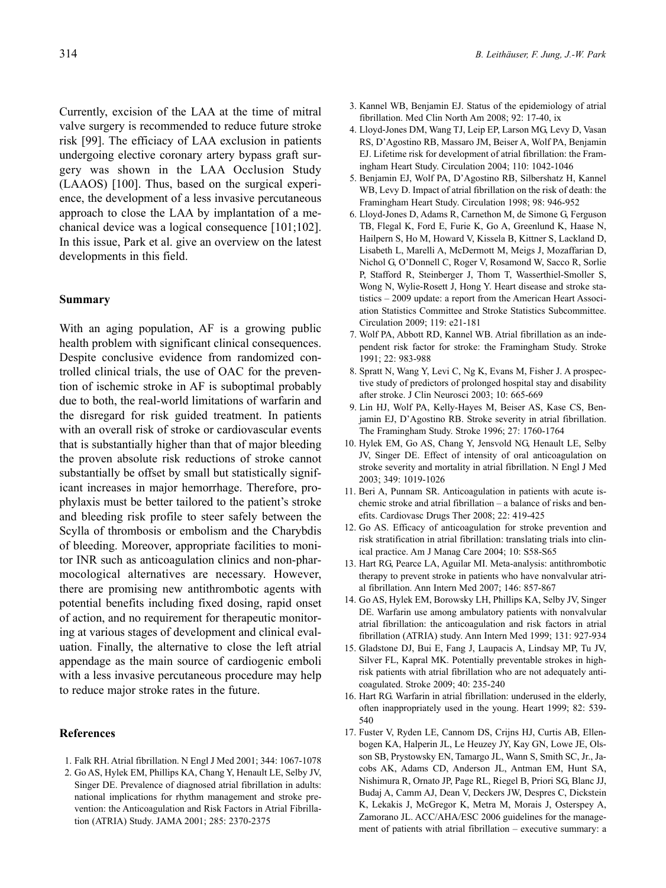Currently, excision of the LAA at the time of mitral valve surgery is recommended to reduce future stroke risk [99]. The efficacy of LAA exclusion in patients undergoing elective coronary artery bypass graft surgery was shown in the LAA Occlusion Study (LAAOS) [100]. Thus, based on the surgical experience, the development of a less invasive percutaneous approach to close the LAA by implantation of a mechanical device was a logical consequence [101;102]. In this issue, Park et al. give an overview on the latest developments in this field.

## Summary

With an aging population, AF is a growing public health problem with significant clinical consequences. Despite conclusive evidence from randomized controlled clinical trials, the use of OAC for the prevention of ischemic stroke in AF is suboptimal probably due to both, the real-world limitations of warfarin and the disregard for risk guided treatment. In patients with an overall risk of stroke or cardiovascular events that is substantially higher than that of major bleeding the proven absolute risk reductions of stroke cannot substantially be offset by small but statistically significant increases in major hemorrhage. Therefore, prophylaxis must be better tailored to the patient's stroke and bleeding risk profile to steer safely between the Scylla of thrombosis or embolism and the Charybdis of bleeding. Moreover, appropriate facilities to monitor INR such as anticoagulation clinics and non-pharmocological alternatives are necessary. However, there are promising new antithrombotic agents with potential benefits including fixed dosing, rapid onset of action, and no requirement for therapeutic monitoring at various stages of development and clinical evaluation. Finally, the alternative to close the left atrial appendage as the main source of cardiogenic emboli with a less invasive percutaneous procedure may help to reduce major stroke rates in the future.

## References

1. Falk RH. Atrial fibrillation. N Engl J Med 2001; 344: 1067-1078
2. Go AS, Hylek EM, Phillips KA, Chang Y, Henault LE, Selby JV, Singer DE. Prevalence of diagnosed atrial fibrillation in adults: national implications for rhythm management and stroke prevention: the Anticoagulation and Risk Factors in Atrial Fibrillation (ATRIA) Study. JAMA 2001; 285: 2370-2375
3. Kannel WB, Benjamin EJ. Status of the epidemiology of atrial fibrillation. Med Clin North Am 2008; 92: 17-40, ix
4. Lloyd-Jones DM, Wang TJ, Leip EP, Larson MG, Levy D, Vasan RS, D'Agostino RB, Massaro JM, Beiser A, Wolf PA, Benjamin EJ. Lifetime risk for development of atrial fibrillation: the Framingham Heart Study. Circulation 2004; 110: 1042-1046
5. Benjamin EJ, Wolf PA, D'Agostino RB, Silbershatz H, Kannel WB, Levy D. Impact of atrial fibrillation on the risk of death: the Framingham Heart Study. Circulation 1998; 98: 946-952
6. Lloyd-Jones D, Adams R, Carnethon M, de Simone G, Ferguson TB, Flegal K, Ford E, Furie K, Go A, Greenlund K, Haase N, Hailpern S, Ho M, Howard V, Kissela B, Kittner S, Lackland D, Lisabeth L, Marelli A, McDermott M, Meigs J, Mozaffarian D, Nichol G, O'Donnell C, Roger V, Rosamond W, Sacco R, Sorlie P, Stafford R, Steinberger J, Thom T, Wasserthiel-Smoller S, Wong N, Wylie-Rosett J, Hong Y. Heart disease and stroke statistics – 2009 update: a report from the American Heart Association Statistics Committee and Stroke Statistics Subcommittee. Circulation 2009; 119: e21-181
7. Wolf PA, Abbott RD, Kannel WB. Atrial fibrillation as an independent risk factor for stroke: the Framingham Study. Stroke 1991; 22: 983-988
8. Spratt N, Wang Y, Levi C, Ng K, Evans M, Fisher J. A prospective study of predictors of prolonged hospital stay and disability after stroke. J Clin Neurosci 2003; 10: 665-669
9. Lin HJ, Wolf PA, Kelly-Hayes M, Beiser AS, Kase CS, Benjamin EJ, D'Agostino RB. Stroke severity in atrial fibrillation. The Framingham Study. Stroke 1996; 27: 1760-1764
10. Hylek EM, Go AS, Chang Y, Jensvold NG, Henault LE, Selby JV, Singer DE. Effect of intensity of oral anticoagulation on stroke severity and mortality in atrial fibrillation. N Engl J Med 2003; 349: 1019-1026
11. Beri A, Punnam SR. Anticoagulation in patients with acute ischemic stroke and atrial fibrillation – a balance of risks and benefits. Cardiovasc Drugs Ther 2008; 22: 419-425
12. Go AS. Efficacy of anticoagulation for stroke prevention and risk stratification in atrial fibrillation: translating trials into clinical practice. Am J Manag Care 2004; 10: S58-S65
13. Hart RG, Pearce LA, Aguilar MI. Meta-analysis: antithrombotic therapy to prevent stroke in patients who have nonvalvular atrial fibrillation. Ann Intern Med 2007; 146: 857-867
14. Go AS, Hylek EM, Borowsky LH, Phillips KA, Selby JV, Singer DE. Warfarin use among ambulatory patients with nonvalvular atrial fibrillation: the anticoagulation and risk factors in atrial fibrillation (ATRIA) study. Ann Intern Med 1999; 131: 927-934
15. Gladstone DJ, Bui E, Fang J, Laupacis A, Lindsay MP, Tu JV, Silver FL, Kapral MK. Potentially preventable strokes in high-risk patients with atrial fibrillation who are not adequately anticoagulated. Stroke 2009; 40: 235-240
16. Hart RG. Warfarin in atrial fibrillation: underused in the elderly, often inappropriately used in the young. Heart 1999; 82: 539-540
17. Fuster V, Ryden LE, Cannom DS, Crijns HJ, Curtis AB, Ellenbogen KA, Halperin JL, Le Heuzey JY, Kay GN, Lowe JE, Olsson SB, Prystowsky EN, Tamargo JL, Wann S, Smith SC, Jr., Jacobs AK, Adams CD, Anderson JL, Antman EM, Hunt SA, Nishimura R, Ornato JP, Page RL, Riegel B, Priori SG, Blanc JJ, Budaj A, Camm AJ, Dean V, Deckers JW, Despres C, Dickstein K, Lekakis J, McGregor K, Metra M, Morais J, Osterspey A, Zamorano JL. ACC/AHA/ESC 2006 guidelines for the management of patients with atrial fibrillation – executive summary: a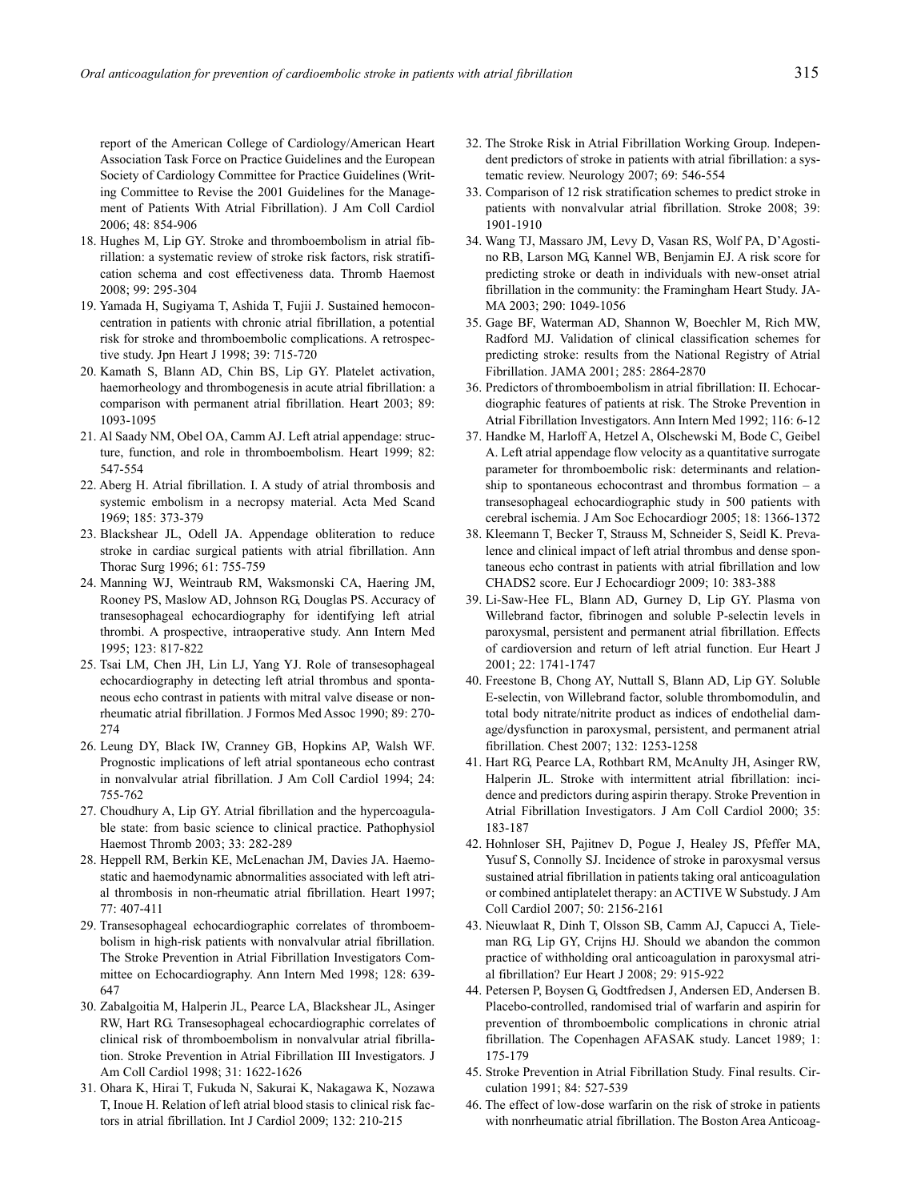report of the American College of Cardiology/American Heart Association Task Force on Practice Guidelines and the European Society of Cardiology Committee for Practice Guidelines (Writing Committee to Revise the 2001 Guidelines for the Management of Patients With Atrial Fibrillation). J Am Coll Cardiol 2006; 48: 854-906

18. Hughes M, Lip GY. Stroke and thromboembolism in atrial fibrillation: a systematic review of stroke risk factors, risk stratification schema and cost effectiveness data. Thromb Haemost 2008; 99: 295-304
19. Yamada H, Sugiyama T, Ashida T, Fujii J. Sustained hemoconcentration in patients with chronic atrial fibrillation, a potential risk for stroke and thromboembolic complications. A retrospective study. Jpn Heart J 1998; 39: 715-720
20. Kamath S, Blann AD, Chin BS, Lip GY. Platelet activation, haemorheology and thrombogenesis in acute atrial fibrillation: a comparison with permanent atrial fibrillation. Heart 2003; 89: 1093-1095
21. Al Saady NM, Obel OA, Camm AJ. Left atrial appendage: structure, function, and role in thromboembolism. Heart 1999; 82: 547-554
22. Aberg H. Atrial fibrillation. I. A study of atrial thrombosis and systemic embolism in a necropsy material. Acta Med Scand 1969; 185: 373-379
23. Blackshear JL, Odell JA. Appendage obliteration to reduce stroke in cardiac surgical patients with atrial fibrillation. Ann Thorac Surg 1996; 61: 755-759
24. Manning WJ, Weintraub RM, Waksmonski CA, Haering JM, Rooney PS, Maslow AD, Johnson RG, Douglas PS. Accuracy of transesophageal echocardiography for identifying left atrial thrombi. A prospective, intraoperative study. Ann Intern Med 1995; 123: 817-822
25. Tsai LM, Chen JH, Lin LJ, Yang YJ. Role of transesophageal echocardiography in detecting left atrial thrombus and spontaneous echo contrast in patients with mitral valve disease or nonrheumatic atrial fibrillation. J Formos Med Assoc 1990; 89: 270-274
26. Leung DY, Black IW, Cranney GB, Hopkins AP, Walsh WF. Prognostic implications of left atrial spontaneous echo contrast in nonvalvular atrial fibrillation. J Am Coll Cardiol 1994; 24: 755-762
27. Choudhury A, Lip GY. Atrial fibrillation and the hypercoagulable state: from basic science to clinical practice. Pathophysiol Haemost Thromb 2003; 33: 282-289
28. Heppell RM, Berkin KE, McLenachan JM, Davies JA. Haemostatic and haemodynamic abnormalities associated with left atrial thrombosis in non-rheumatic atrial fibrillation. Heart 1997; 77: 407-411
29. Transesophageal echocardiographic correlates of thromboembolism in high-risk patients with nonvalvular atrial fibrillation. The Stroke Prevention in Atrial Fibrillation Investigators Committee on Echocardiography. Ann Intern Med 1998; 128: 639-647
30. Zabalgoitia M, Halperin JL, Pearce LA, Blackshear JL, Asinger RW, Hart RG. Transesophageal echocardiographic correlates of clinical risk of thromboembolism in nonvalvular atrial fibrillation. Stroke Prevention in Atrial Fibrillation III Investigators. J Am Coll Cardiol 1998; 31: 1622-1626
31. Ohara K, Hirai T, Fukuda N, Sakurai K, Nakagawa K, Nozawa T, Inoue H. Relation of left atrial blood stasis to clinical risk factors in atrial fibrillation. Int J Cardiol 2009; 132: 210-215
32. The Stroke Risk in Atrial Fibrillation Working Group. Independent predictors of stroke in patients with atrial fibrillation: a systematic review. Neurology 2007; 69: 546-554
33. Comparison of 12 risk stratification schemes to predict stroke in patients with nonvalvular atrial fibrillation. Stroke 2008; 39: 1901-1910
34. Wang TJ, Massaro JM, Levy D, Vasan RS, Wolf PA, D'Agostino RB, Larson MG, Kannel WB, Benjamin EJ. A risk score for predicting stroke or death in individuals with new-onset atrial fibrillation in the community: the Framingham Heart Study. JAMA 2003; 290: 1049-1056
35. Gage BF, Waterman AD, Shannon W, Boechler M, Rich MW, Radford MJ. Validation of clinical classification schemes for predicting stroke: results from the National Registry of Atrial Fibrillation. JAMA 2001; 285: 2864-2870
36. Predictors of thromboembolism in atrial fibrillation: II. Echocardiographic features of patients at risk. The Stroke Prevention in Atrial Fibrillation Investigators. Ann Intern Med 1992; 116: 6-12
37. Handke M, Harloff A, Hetzel A, Olschewski M, Bode C, Geibel A. Left atrial appendage flow velocity as a quantitative surrogate parameter for thromboembolic risk: determinants and relationship to spontaneous echocontrast and thrombus formation – a transesophageal echocardiographic study in 500 patients with cerebral ischemia. J Am Soc Echocardiogr 2005; 18: 1366-1372
38. Kleemann T, Becker T, Strauss M, Schneider S, Seidl K. Prevalence and clinical impact of left atrial thrombus and dense spontaneous echo contrast in patients with atrial fibrillation and low CHADS2 score. Eur J Echocardiogr 2009; 10: 383-388
39. Li-Saw-Hee FL, Blann AD, Gurney D, Lip GY. Plasma von Willebrand factor, fibrinogen and soluble P-selectin levels in paroxysmal, persistent and permanent atrial fibrillation. Effects of cardioversion and return of left atrial function. Eur Heart J 2001; 22: 1741-1747
40. Freestone B, Chong AY, Nuttall S, Blann AD, Lip GY. Soluble E-selectin, von Willebrand factor, soluble thrombomodulin, and total body nitrate/nitrite product as indices of endothelial damage/dysfunction in paroxysmal, persistent, and permanent atrial fibrillation. Chest 2007; 132: 1253-1258
41. Hart RG, Pearce LA, Rothbart RM, McAnulty JH, Asinger RW, Halperin JL. Stroke with intermittent atrial fibrillation: incidence and predictors during aspirin therapy. Stroke Prevention in Atrial Fibrillation Investigators. J Am Coll Cardiol 2000; 35: 183-187
42. Hohnloser SH, Pajitnev D, Pogue J, Healey JS, Pfeffer MA, Yusuf S, Connolly SJ. Incidence of stroke in paroxysmal versus sustained atrial fibrillation in patients taking oral anticoagulation or combined antiplatelet therapy: an ACTIVE W Substudy. J Am Coll Cardiol 2007; 50: 2156-2161
43. Nieuwlaat R, Dinh T, Olsson SB, Camm AJ, Capucci A, Tieleman RG, Lip GY, Crijns HJ. Should we abandon the common practice of withholding oral anticoagulation in paroxysmal atrial fibrillation? Eur Heart J 2008; 29: 915-922
44. Petersen P, Boysen G, Godtfredsen J, Andersen ED, Andersen B. Placebo-controlled, randomised trial of warfarin and aspirin for prevention of thromboembolic complications in chronic atrial fibrillation. The Copenhagen AFASAK study. Lancet 1989; 1: 175-179
45. Stroke Prevention in Atrial Fibrillation Study. Final results. Circulation 1991; 84: 527-539
46. The effect of low-dose warfarin on the risk of stroke in patients with nonrheumatic atrial fibrillation. The Boston Area Anticoag-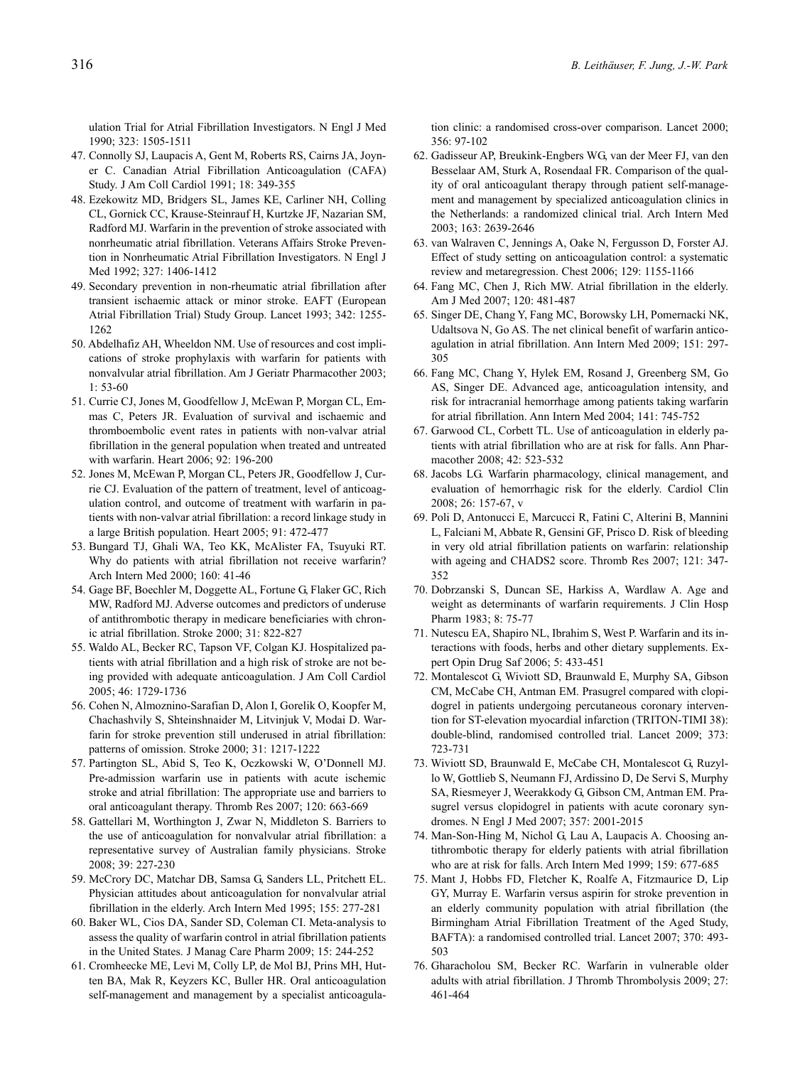ulation Trial for Atrial Fibrillation Investigators. N Engl J Med 1990; 323: 1505-1511

47. Connolly SJ, Laupacis A, Gent M, Roberts RS, Cairns JA, Joyner C. Canadian Atrial Fibrillation Anticoagulation (CAFA) Study. J Am Coll Cardiol 1991; 18: 349-355
48. Ezekowitz MD, Bridgers SL, James KE, Carliner NH, Colling CL, Gornick CC, Krause-Steinrauf H, Kurtzke JF, Nazarian SM, Radford MJ. Warfarin in the prevention of stroke associated with nonrheumatic atrial fibrillation. Veterans Affairs Stroke Prevention in Nonrheumatic Atrial Fibrillation Investigators. N Engl J Med 1992; 327: 1406-1412
49. Secondary prevention in non-rheumatic atrial fibrillation after transient ischaemic attack or minor stroke. EAFT (European Atrial Fibrillation Trial) Study Group. Lancet 1993; 342: 1255-1262
50. Abdelhafiz AH, Wheeldon NM. Use of resources and cost implications of stroke prophylaxis with warfarin for patients with nonvalvular atrial fibrillation. Am J Geriatr Pharmacother 2003; 1: 53-60
51. Currie CJ, Jones M, Goodfellow J, McEwan P, Morgan CL, Emmas C, Peters JR. Evaluation of survival and ischaemic and thromboembolic event rates in patients with non-valvar atrial fibrillation in the general population when treated and untreated with warfarin. Heart 2006; 92: 196-200
52. Jones M, McEwan P, Morgan CL, Peters JR, Goodfellow J, Currie CJ. Evaluation of the pattern of treatment, level of anticoagulation control, and outcome of treatment with warfarin in patients with non-valvar atrial fibrillation: a record linkage study in a large British population. Heart 2005; 91: 472-477
53. Bungard TJ, Ghali WA, Teo KK, McAlister FA, Tsuyuki RT. Why do patients with atrial fibrillation not receive warfarin? Arch Intern Med 2000; 160: 41-46
54. Gage BF, Boechler M, Doggette AL, Fortune G, Flaker GC, Rich MW, Radford MJ. Adverse outcomes and predictors of underuse of antithrombotic therapy in medicare beneficiaries with chronic atrial fibrillation. Stroke 2000; 31: 822-827
55. Waldo AL, Becker RC, Tapson VF, Colgan KJ. Hospitalized patients with atrial fibrillation and a high risk of stroke are not being provided with adequate anticoagulation. J Am Coll Cardiol 2005; 46: 1729-1736
56. Cohen N, Almoznino-Sarafian D, Alon I, Gorelik O, Koopfer M, Chachashvily S, Shteinshnaider M, Litvinjuk V, Modai D. Warfarin for stroke prevention still underused in atrial fibrillation: patterns of omission. Stroke 2000; 31: 1217-1222
57. Partington SL, Abid S, Teo K, Oczkowski W, O'Donnell MJ. Pre-admission warfarin use in patients with acute ischemic stroke and atrial fibrillation: The appropriate use and barriers to oral anticoagulant therapy. Thromb Res 2007; 120: 663-669
58. Gattellari M, Worthington J, Zwar N, Middleton S. Barriers to the use of anticoagulation for nonvalvular atrial fibrillation: a representative survey of Australian family physicians. Stroke 2008; 39: 227-230
59. McCrory DC, Matchar DB, Samsa G, Sanders LL, Pritchett EL. Physician attitudes about anticoagulation for nonvalvular atrial fibrillation in the elderly. Arch Intern Med 1995; 155: 277-281
60. Baker WL, Cios DA, Sander SD, Coleman CI. Meta-analysis to assess the quality of warfarin control in atrial fibrillation patients in the United States. J Manag Care Pharm 2009; 15: 244-252
61. Cromheecke ME, Levi M, Colly LP, de Mol BJ, Prins MH, Hutten BA, Mak R, Keyzers KC, Buller HR. Oral anticoagulation self-management and management by a specialist anticoagulation clinic: a randomised cross-over comparison. Lancet 2000; 356: 97-102
62. Gadisseur AP, Breukink-Engbers WG, van der Meer FJ, van den Besselaar AM, Sturk A, Rosendaal FR. Comparison of the quality of oral anticoagulant therapy through patient self-management and management by specialized anticoagulation clinics in the Netherlands: a randomized clinical trial. Arch Intern Med 2003; 163: 2639-2646
63. van Walraven C, Jennings A, Oake N, Fergusson D, Forster AJ. Effect of study setting on anticoagulation control: a systematic review and metaregression. Chest 2006; 129: 1155-1166
64. Fang MC, Chen J, Rich MW. Atrial fibrillation in the elderly. Am J Med 2007; 120: 481-487
65. Singer DE, Chang Y, Fang MC, Borowsky LH, Pomernacki NK, Udaltsova N, Go AS. The net clinical benefit of warfarin anticoagulation in atrial fibrillation. Ann Intern Med 2009; 151: 297-305
66. Fang MC, Chang Y, Hylek EM, Rosand J, Greenberg SM, Go AS, Singer DE. Advanced age, anticoagulation intensity, and risk for intracranial hemorrhage among patients taking warfarin for atrial fibrillation. Ann Intern Med 2004; 141: 745-752
67. Garwood CL, Corbett TL. Use of anticoagulation in elderly patients with atrial fibrillation who are at risk for falls. Ann Pharmacother 2008; 42: 523-532
68. Jacobs LG. Warfarin pharmacology, clinical management, and evaluation of hemorrhagic risk for the elderly. Cardiol Clin 2008; 26: 157-67, v
69. Poli D, Antonucci E, Marcucci R, Fatini C, Alterini B, Mannini L, Falciani M, Abbate R, Gensini GF, Prisco D. Risk of bleeding in very old atrial fibrillation patients on warfarin: relationship with ageing and CHADS2 score. Thromb Res 2007; 121: 347-352
70. Dobrzanski S, Duncan SE, Harkiss A, Wardlaw A. Age and weight as determinants of warfarin requirements. J Clin Hosp Pharm 1983; 8: 75-77
71. Nutescu EA, Shapiro NL, Ibrahim S, West P. Warfarin and its interactions with foods, herbs and other dietary supplements. Expert Opin Drug Saf 2006; 5: 433-451
72. Montalescot G, Wiviott SD, Braunwald E, Murphy SA, Gibson CM, McCabe CH, Antman EM. Prasugrel compared with clopidogrel in patients undergoing percutaneous coronary intervention for ST-elevation myocardial infarction (TRITON-TIMI 38): double-blind, randomised controlled trial. Lancet 2009; 373: 723-731
73. Wiviott SD, Braunwald E, McCabe CH, Montalescot G, Ruzyllo W, Gottlieb S, Neumann FJ, Ardissino D, De Servi S, Murphy SA, Riesmeyer J, Weerakkody G, Gibson CM, Antman EM. Prasugrel versus clopidogrel in patients with acute coronary syndromes. N Engl J Med 2007; 357: 2001-2015
74. Man-Son-Hing M, Nichol G, Lau A, Laupacis A. Choosing antithrombotic therapy for elderly patients with atrial fibrillation who are at risk for falls. Arch Intern Med 1999; 159: 677-685
75. Mant J, Hobbs FD, Fletcher K, Roalfe A, Fitzmaurice D, Lip GY, Murray E. Warfarin versus aspirin for stroke prevention in an elderly community population with atrial fibrillation (the Birmingham Atrial Fibrillation Treatment of the Aged Study, BAFTA): a randomised controlled trial. Lancet 2007; 370: 493-503
76. Gharacholou SM, Becker RC. Warfarin in vulnerable older adults with atrial fibrillation. J Thromb Thrombolysis 2009; 27: 461-464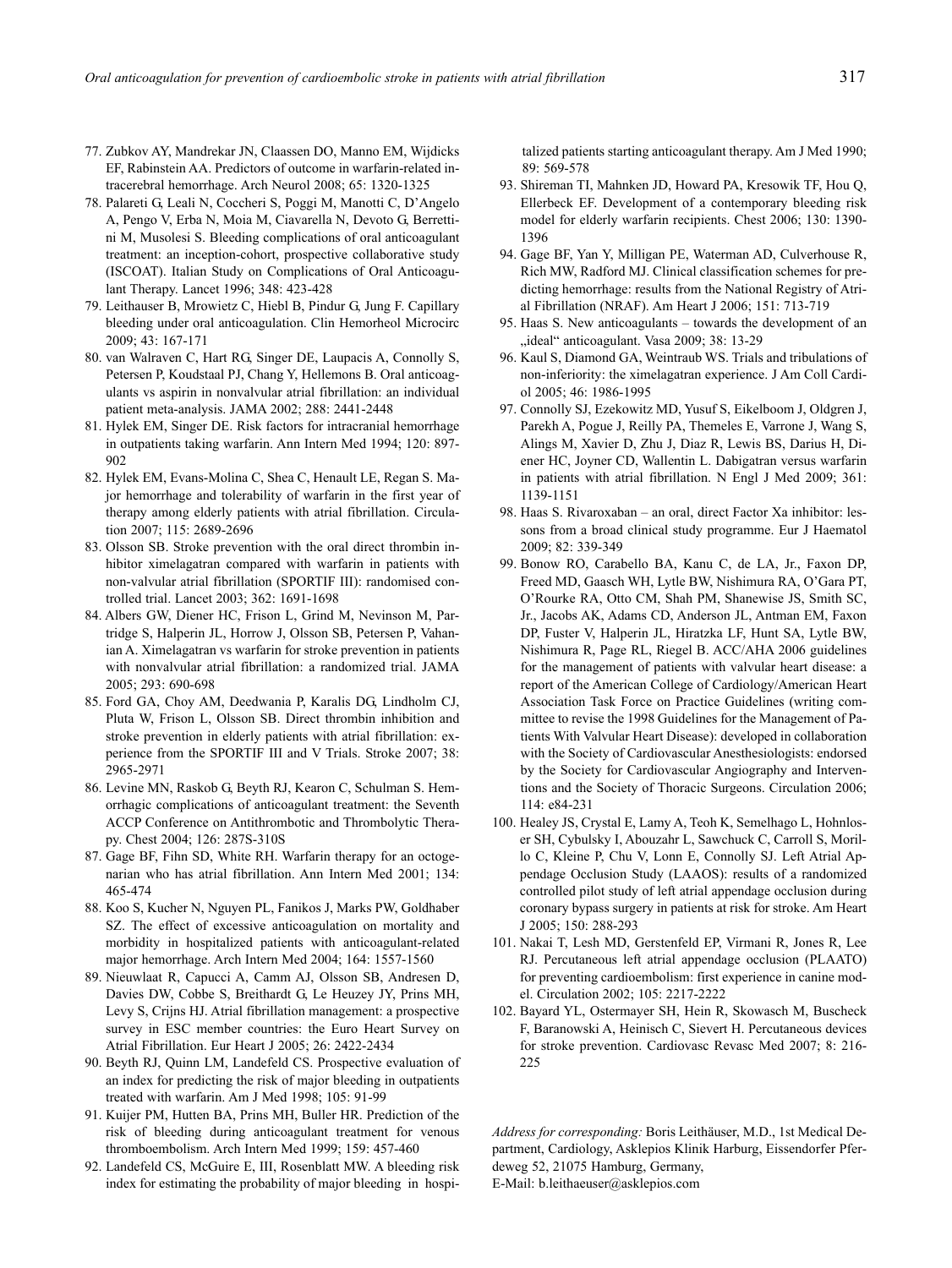77. Zubkov AY, Mandrekar JN, Claassen DO, Manno EM, Wijdicks EF, Rabinstein AA. Predictors of outcome in warfarin-related intracerebral hemorrhage. Arch Neurol 2008; 65: 1320-1325
78. Palareti G, Leali N, Coccheri S, Poggi M, Manotti C, D'Angelo A, Pengo V, Erba N, Moia M, Ciavarella N, Devoto G, Berrettini M, Musolesi S. Bleeding complications of oral anticoagulant treatment: an inception-cohort, prospective collaborative study (ISCOAT). Italian Study on Complications of Oral Anticoagulant Therapy. Lancet 1996; 348: 423-428
79. Leithauser B, Mrowietz C, Hiebl B, Pindur G, Jung F. Capillary bleeding under oral anticoagulation. Clin Hemorheol Microcirc 2009; 43: 167-171
80. van Walraven C, Hart RG, Singer DE, Laupacis A, Connolly S, Petersen P, Koudstaal PJ, Chang Y, Hellemons B. Oral anticoagulants vs aspirin in nonvalvular atrial fibrillation: an individual patient meta-analysis. JAMA 2002; 288: 2441-2448
81. Hylek EM, Singer DE. Risk factors for intracranial hemorrhage in outpatients taking warfarin. Ann Intern Med 1994; 120: 897-902
82. Hylek EM, Evans-Molina C, Shea C, Henault LE, Regan S. Major hemorrhage and tolerability of warfarin in the first year of therapy among elderly patients with atrial fibrillation. Circulation 2007; 115: 2689-2696
83. Olsson SB. Stroke prevention with the oral direct thrombin inhibitor ximelagatran compared with warfarin in patients with non-valvular atrial fibrillation (SPORTIF III): randomised controlled trial. Lancet 2003; 362: 1691-1698
84. Albers GW, Diener HC, Frison L, Grind M, Nevinson M, Partridge S, Halperin JL, Horrow J, Olsson SB, Petersen P, Vahanian A. Ximelagatran vs warfarin for stroke prevention in patients with nonvalvular atrial fibrillation: a randomized trial. JAMA 2005; 293: 690-698
85. Ford GA, Choy AM, Deedwania P, Karalis DG, Lindholm CJ, Pluta W, Frison L, Olsson SB. Direct thrombin inhibition and stroke prevention in elderly patients with atrial fibrillation: experience from the SPORTIF III and V Trials. Stroke 2007; 38: 2965-2971
86. Levine MN, Raskob G, Beyth RJ, Kearon C, Schulman S. Hemorrhagic complications of anticoagulant treatment: the Seventh ACCP Conference on Antithrombotic and Thrombolytic Therapy. Chest 2004; 126: 287S-310S
87. Gage BF, Fihn SD, White RH. Warfarin therapy for an octogenarian who has atrial fibrillation. Ann Intern Med 2001; 134: 465-474
88. Koo S, Kucher N, Nguyen PL, Fanikos J, Marks PW, Goldhaber SZ. The effect of excessive anticoagulation on mortality and morbidity in hospitalized patients with anticoagulant-related major hemorrhage. Arch Intern Med 2004; 164: 1557-1560
89. Nieuwlaat R, Capucci A, Camm AJ, Olsson SB, Andresen D, Davies DW, Cobbe S, Breithardt G, Le Heuzey JY, Prins MH, Levy S, Crijns HJ. Atrial fibrillation management: a prospective survey in ESC member countries: the Euro Heart Survey on Atrial Fibrillation. Eur Heart J 2005; 26: 2422-2434
90. Beyth RJ, Quinn LM, Landefeld CS. Prospective evaluation of an index for predicting the risk of major bleeding in outpatients treated with warfarin. Am J Med 1998; 105: 91-99
91. Kuijer PM, Hutten BA, Prins MH, Buller HR. Prediction of the risk of bleeding during anticoagulant treatment for venous thromboembolism. Arch Intern Med 1999; 159: 457-460
92. Landefeld CS, McGuire E, III, Rosenblatt MW. A bleeding risk index for estimating the probability of major bleeding in hospitalized patients starting anticoagulant therapy. Am J Med 1990; 89: 569-578
93. Shireman TI, Mahnken JD, Howard PA, Kresowik TF, Hou Q, Ellerbeck EF. Development of a contemporary bleeding risk model for elderly warfarin recipients. Chest 2006; 130: 1390-1396
94. Gage BF, Yan Y, Milligan PE, Waterman AD, Culverhouse R, Rich MW, Radford MJ. Clinical classification schemes for predicting hemorrhage: results from the National Registry of Atrial Fibrillation (NRAF). Am Heart J 2006; 151: 713-719
95. Haas S. New anticoagulants – towards the development of an „ideal" anticoagulant. Vasa 2009; 38: 13-29
96. Kaul S, Diamond GA, Weintraub WS. Trials and tribulations of non-inferiority: the ximelagatran experience. J Am Coll Cardiol 2005; 46: 1986-1995
97. Connolly SJ, Ezekowitz MD, Yusuf S, Eikelboom J, Oldgren J, Parekh A, Pogue J, Reilly PA, Themeles E, Varrone J, Wang S, Alings M, Xavier D, Zhu J, Diaz R, Lewis BS, Darius H, Diener HC, Joyner CD, Wallentin L. Dabigatran versus warfarin in patients with atrial fibrillation. N Engl J Med 2009; 361: 1139-1151
98. Haas S. Rivaroxaban – an oral, direct Factor Xa inhibitor: lessons from a broad clinical study programme. Eur J Haematol 2009; 82: 339-349
99. Bonow RO, Carabello BA, Kanu C, de LA, Jr., Faxon DP, Freed MD, Gaasch WH, Lytle BW, Nishimura RA, O'Gara PT, O'Rourke RA, Otto CM, Shah PM, Shanewise JS, Smith SC, Jr., Jacobs AK, Adams CD, Anderson JL, Antman EM, Faxon DP, Fuster V, Halperin JL, Hiratzka LF, Hunt SA, Lytle BW, Nishimura R, Page RL, Riegel B. ACC/AHA 2006 guidelines for the management of patients with valvular heart disease: a report of the American College of Cardiology/American Heart Association Task Force on Practice Guidelines (writing committee to revise the 1998 Guidelines for the Management of Patients With Valvular Heart Disease): developed in collaboration with the Society of Cardiovascular Anesthesiologists: endorsed by the Society for Cardiovascular Angiography and Interventions and the Society of Thoracic Surgeons. Circulation 2006; 114: e84-231
100. Healey JS, Crystal E, Lamy A, Teoh K, Semelhago L, Hohnloser SH, Cybulsky I, Abouzahr L, Sawchuck C, Carroll S, Morillo C, Kleine P, Chu V, Lonn E, Connolly SJ. Left Atrial Appendage Occlusion Study (LAAOS): results of a randomized controlled pilot study of left atrial appendage occlusion during coronary bypass surgery in patients at risk for stroke. Am Heart J 2005; 150: 288-293
101. Nakai T, Lesh MD, Gerstenfeld EP, Virmani R, Jones R, Lee RJ. Percutaneous left atrial appendage occlusion (PLAATO) for preventing cardioembolism: first experience in canine model. Circulation 2002; 105: 2217-2222
102. Bayard YL, Ostermayer SH, Hein R, Skowasch M, Buscheck F, Baranowski A, Heinisch C, Sievert H. Percutaneous devices for stroke prevention. Cardiovasc Revasc Med 2007; 8: 216-225

*Address for corresponding:* Boris Leithäuser, M.D., 1st Medical Department, Cardiology, Asklepios Klinik Harburg, Eissendorfer Pferdeweg 52, 21075 Hamburg, Germany,
E-Mail: b.leithaeuser@asklepios.com